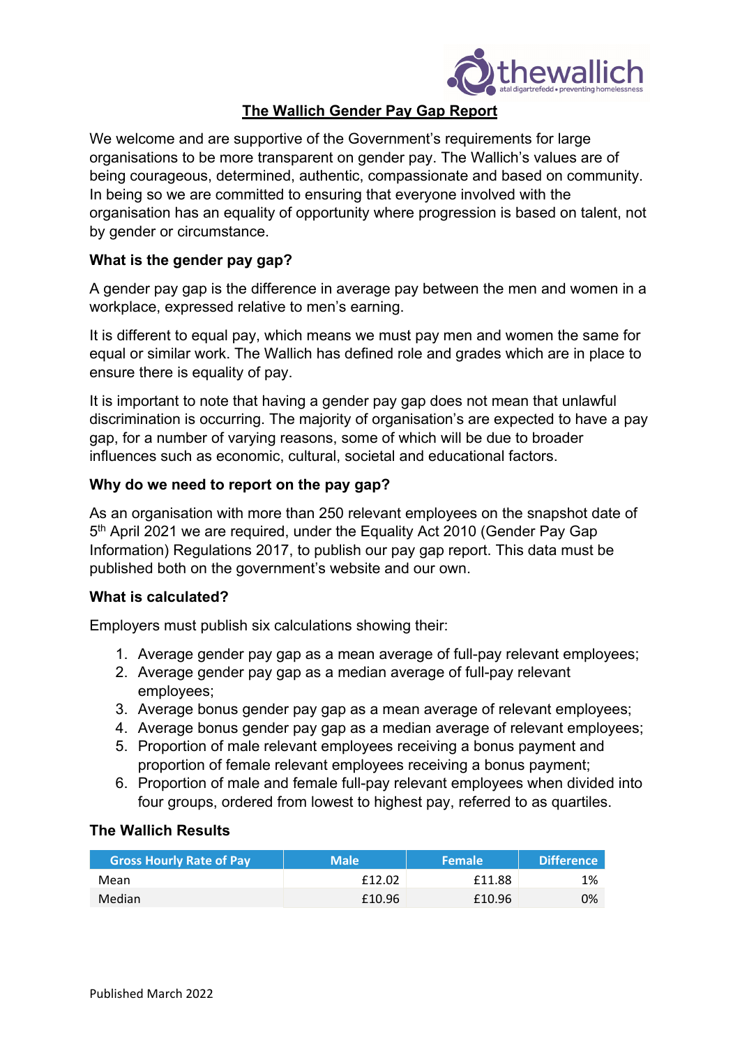# The Wallich Gender Pay Gap Report

We welcome and are supportive of the Government's requirements for large organisations to be more transparent on gender pay. The Wallich's values are of being courageous, determined, authentic, compassionate and based on community. In being so we are committed to ensuring that everyone involved with the organisation has an equality of opportunity where progression is based on talent, not by gender or circumstance.

### What is the gender pay gap?

A gender pay gap is the difference in average pay between the men and women in a workplace, expressed relative to men's earning.

It is different to equal pay, which means we must pay men and women the same for equal or similar work. The Wallich has defined role and grades which are in place to ensure there is equality of pay.

It is important to note that having a gender pay gap does not mean that unlawful discrimination is occurring. The majority of organisation's are expected to have a pay gap, for a number of varying reasons, some of which will be due to broader influences such as economic, cultural, societal and educational factors.

### Why do we need to report on the pay gap?

As an organisation with more than 250 relevant employees on the snapshot date of 5th April 2021 we are required, under the Equality Act 2010 (Gender Pay Gap Information) Regulations 2017, to publish our pay gap report. This data must be published both on the government's website and our own.

### What is calculated?

Employers must publish six calculations showing their:

1. Average gender pay gap as a mean average of full-pay relevant employees;
2. Average gender pay gap as a median average of full-pay relevant employees;
3. Average bonus gender pay gap as a mean average of relevant employees;
4. Average bonus gender pay gap as a median average of relevant employees;
5. Proportion of male relevant employees receiving a bonus payment and proportion of female relevant employees receiving a bonus payment;
6. Proportion of male and female full-pay relevant employees when divided into four groups, ordered from lowest to highest pay, referred to as quartiles.

### The Wallich Results

| Gross Hourly Rate of Pay | Male | Female | Difference |
|---|---|---|---|
| Mean | £12.02 | £11.88 | 1% |
| Median | £10.96 | £10.96 | 0% |

Published March 2022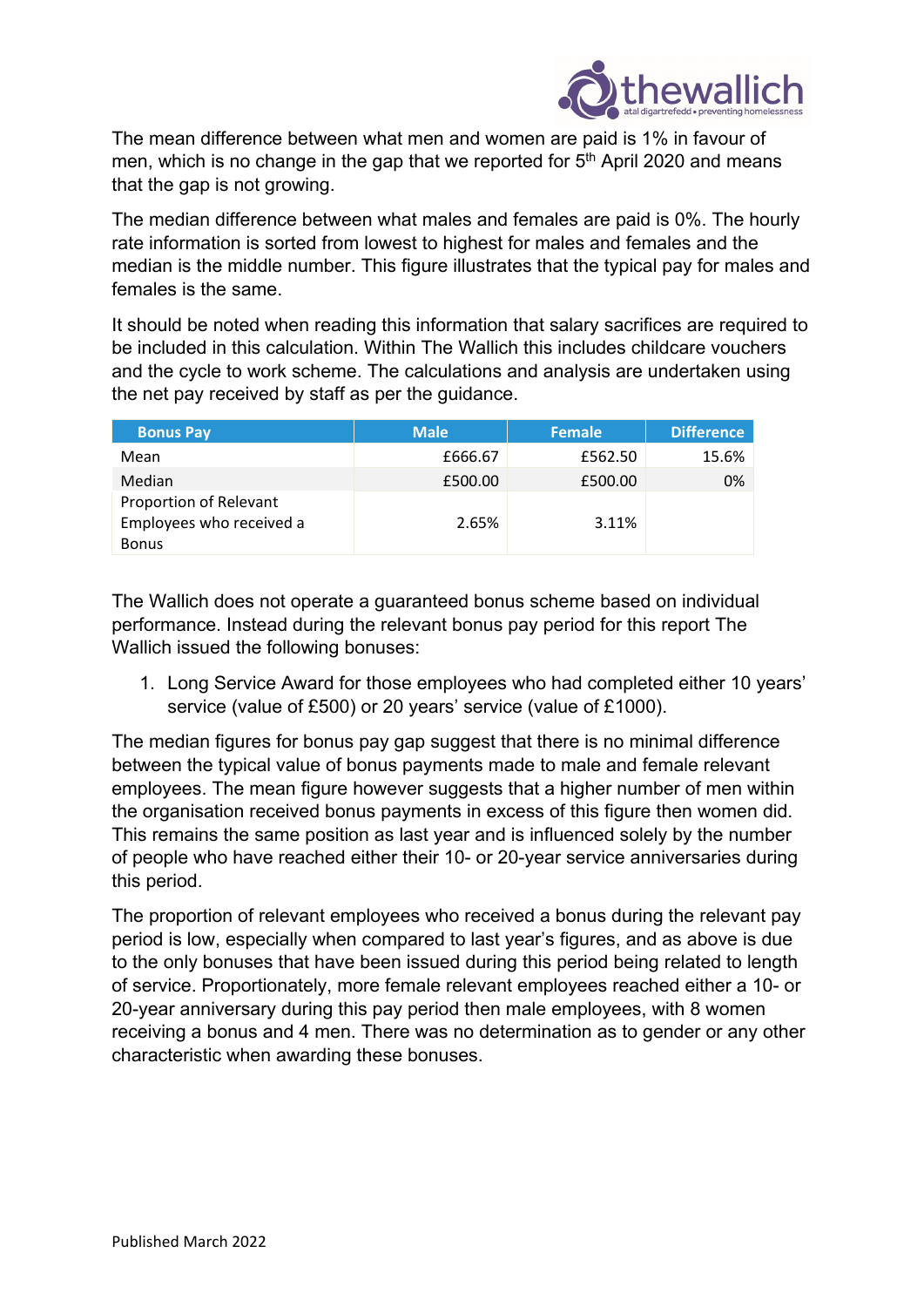The mean difference between what men and women are paid is 1% in favour of men, which is no change in the gap that we reported for 5th April 2020 and means that the gap is not growing.

The median difference between what males and females are paid is 0%. The hourly rate information is sorted from lowest to highest for males and females and the median is the middle number. This figure illustrates that the typical pay for males and females is the same.

It should be noted when reading this information that salary sacrifices are required to be included in this calculation. Within The Wallich this includes childcare vouchers and the cycle to work scheme. The calculations and analysis are undertaken using the net pay received by staff as per the guidance.

| Bonus Pay | Male | Female | Difference |
| --- | --- | --- | --- |
| Mean | £666.67 | £562.50 | 15.6% |
| Median | £500.00 | £500.00 | 0% |
| Proportion of Relevant Employees who received a Bonus | 2.65% | 3.11% | |

The Wallich does not operate a guaranteed bonus scheme based on individual performance. Instead during the relevant bonus pay period for this report The Wallich issued the following bonuses:

1. Long Service Award for those employees who had completed either 10 years' service (value of £500) or 20 years' service (value of £1000).

The median figures for bonus pay gap suggest that there is no minimal difference between the typical value of bonus payments made to male and female relevant employees. The mean figure however suggests that a higher number of men within the organisation received bonus payments in excess of this figure then women did. This remains the same position as last year and is influenced solely by the number of people who have reached either their 10- or 20-year service anniversaries during this period.

The proportion of relevant employees who received a bonus during the relevant pay period is low, especially when compared to last year's figures, and as above is due to the only bonuses that have been issued during this period being related to length of service. Proportionately, more female relevant employees reached either a 10- or 20-year anniversary during this pay period then male employees, with 8 women receiving a bonus and 4 men. There was no determination as to gender or any other characteristic when awarding these bonuses.

Published March 2022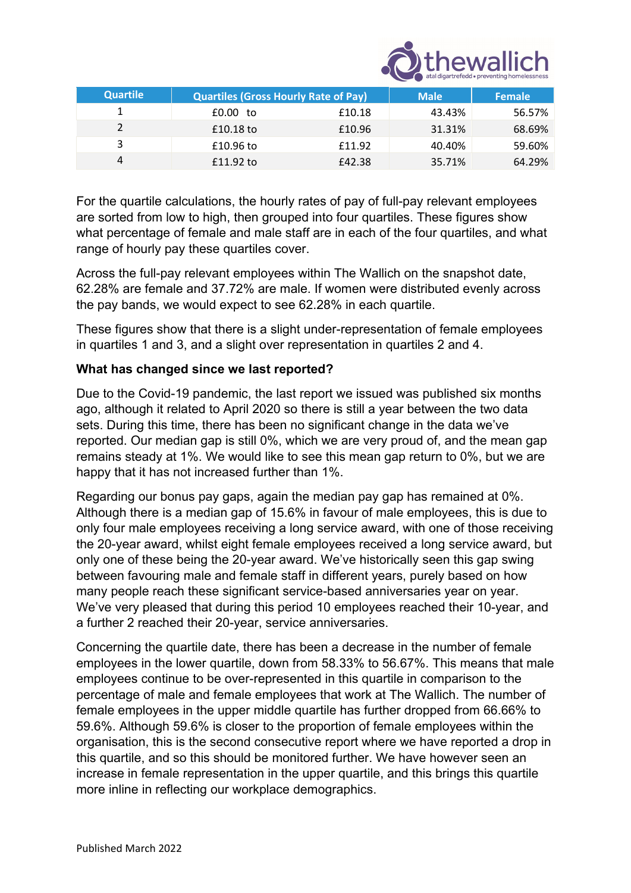| Quartile | Quartiles (Gross Hourly Rate of Pay) | | Male | Female |
|---|---|---|---|---|
| 1 | £0.00 to | £10.18 | 43.43% | 56.57% |
| 2 | £10.18 to | £10.96 | 31.31% | 68.69% |
| 3 | £10.96 to | £11.92 | 40.40% | 59.60% |
| 4 | £11.92 to | £42.38 | 35.71% | 64.29% |

For the quartile calculations, the hourly rates of pay of full-pay relevant employees are sorted from low to high, then grouped into four quartiles. These figures show what percentage of female and male staff are in each of the four quartiles, and what range of hourly pay these quartiles cover.

Across the full-pay relevant employees within The Wallich on the snapshot date, 62.28% are female and 37.72% are male. If women were distributed evenly across the pay bands, we would expect to see 62.28% in each quartile.

These figures show that there is a slight under-representation of female employees in quartiles 1 and 3, and a slight over representation in quartiles 2 and 4.

**What has changed since we last reported?**

Due to the Covid-19 pandemic, the last report we issued was published six months ago, although it related to April 2020 so there is still a year between the two data sets. During this time, there has been no significant change in the data we've reported. Our median gap is still 0%, which we are very proud of, and the mean gap remains steady at 1%. We would like to see this mean gap return to 0%, but we are happy that it has not increased further than 1%.

Regarding our bonus pay gaps, again the median pay gap has remained at 0%. Although there is a median gap of 15.6% in favour of male employees, this is due to only four male employees receiving a long service award, with one of those receiving the 20-year award, whilst eight female employees received a long service award, but only one of these being the 20-year award. We've historically seen this gap swing between favouring male and female staff in different years, purely based on how many people reach these significant service-based anniversaries year on year. We've very pleased that during this period 10 employees reached their 10-year, and a further 2 reached their 20-year, service anniversaries.

Concerning the quartile date, there has been a decrease in the number of female employees in the lower quartile, down from 58.33% to 56.67%. This means that male employees continue to be over-represented in this quartile in comparison to the percentage of male and female employees that work at The Wallich. The number of female employees in the upper middle quartile has further dropped from 66.66% to 59.6%. Although 59.6% is closer to the proportion of female employees within the organisation, this is the second consecutive report where we have reported a drop in this quartile, and so this should be monitored further. We have however seen an increase in female representation in the upper quartile, and this brings this quartile more inline in reflecting our workplace demographics.

Published March 2022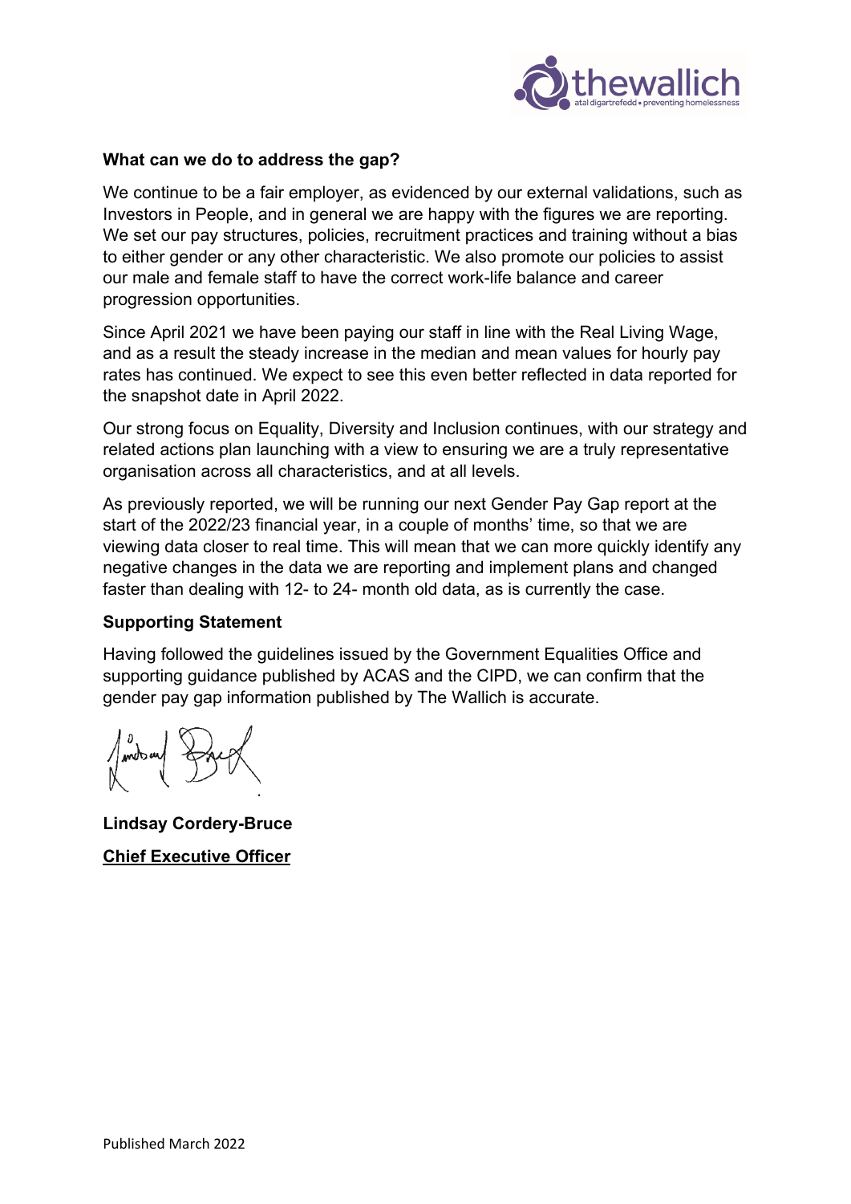**What can we do to address the gap?**

We continue to be a fair employer, as evidenced by our external validations, such as Investors in People, and in general we are happy with the figures we are reporting. We set our pay structures, policies, recruitment practices and training without a bias to either gender or any other characteristic. We also promote our policies to assist our male and female staff to have the correct work-life balance and career progression opportunities.

Since April 2021 we have been paying our staff in line with the Real Living Wage, and as a result the steady increase in the median and mean values for hourly pay rates has continued. We expect to see this even better reflected in data reported for the snapshot date in April 2022.

Our strong focus on Equality, Diversity and Inclusion continues, with our strategy and related actions plan launching with a view to ensuring we are a truly representative organisation across all characteristics, and at all levels.

As previously reported, we will be running our next Gender Pay Gap report at the start of the 2022/23 financial year, in a couple of months' time, so that we are viewing data closer to real time. This will mean that we can more quickly identify any negative changes in the data we are reporting and implement plans and changed faster than dealing with 12- to 24- month old data, as is currently the case.

**Supporting Statement**

Having followed the guidelines issued by the Government Equalities Office and supporting guidance published by ACAS and the CIPD, we can confirm that the gender pay gap information published by The Wallich is accurate.

**Lindsay Cordery-Bruce**

**Chief Executive Officer**

Published March 2022